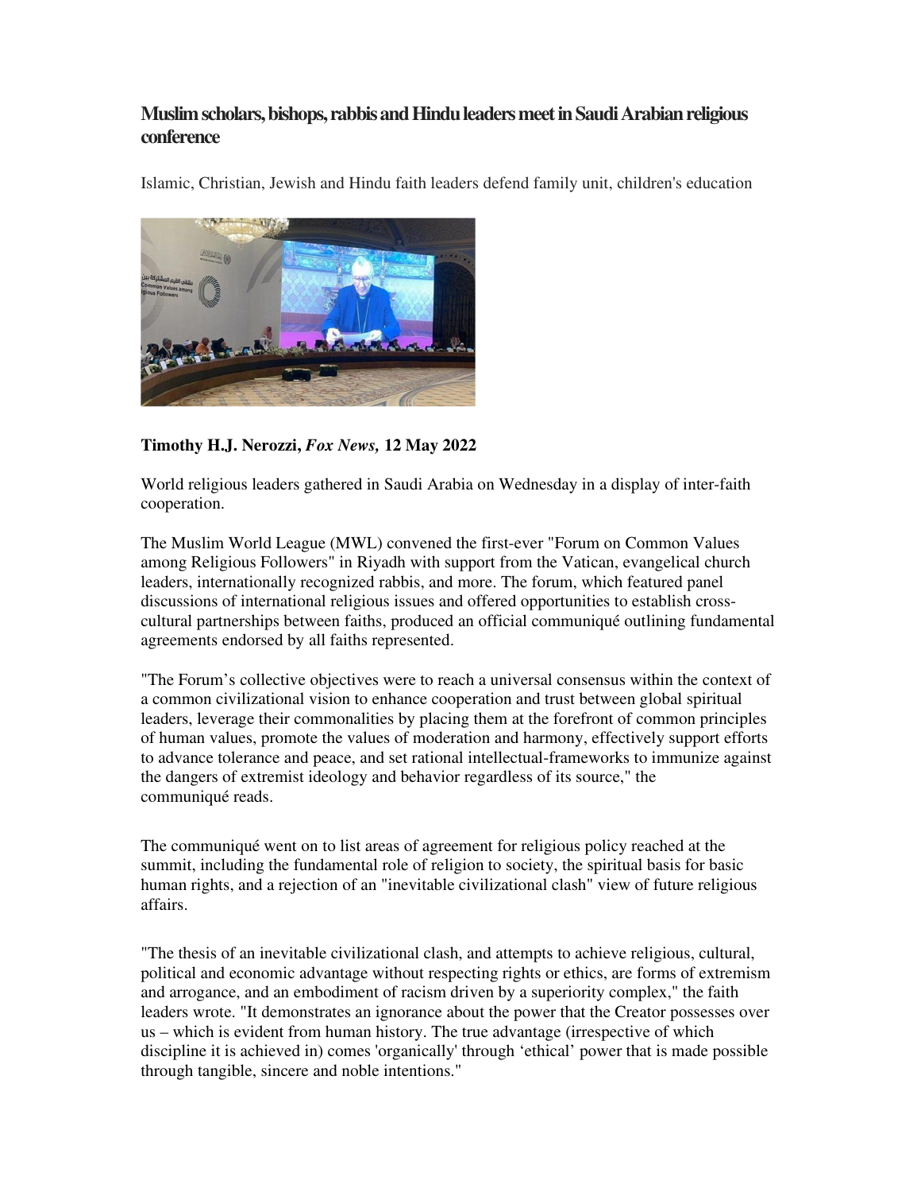# Muslim scholars, bishops, rabbis and Hindu leaders meet in Saudi Arabian religious conference

Islamic, Christian, Jewish and Hindu faith leaders defend family unit, children's education

**Timothy H.J. Nerozzi, *Fox News,* 12 May 2022**

World religious leaders gathered in Saudi Arabia on Wednesday in a display of inter-faith cooperation.

The Muslim World League (MWL) convened the first-ever "Forum on Common Values among Religious Followers" in Riyadh with support from the Vatican, evangelical church leaders, internationally recognized rabbis, and more. The forum, which featured panel discussions of international religious issues and offered opportunities to establish cross-cultural partnerships between faiths, produced an official communiqué outlining fundamental agreements endorsed by all faiths represented.

"The Forum's collective objectives were to reach a universal consensus within the context of a common civilizational vision to enhance cooperation and trust between global spiritual leaders, leverage their commonalities by placing them at the forefront of common principles of human values, promote the values of moderation and harmony, effectively support efforts to advance tolerance and peace, and set rational intellectual-frameworks to immunize against the dangers of extremist ideology and behavior regardless of its source," the communiqué reads.

The communiqué went on to list areas of agreement for religious policy reached at the summit, including the fundamental role of religion to society, the spiritual basis for basic human rights, and a rejection of an "inevitable civilizational clash" view of future religious affairs.

"The thesis of an inevitable civilizational clash, and attempts to achieve religious, cultural, political and economic advantage without respecting rights or ethics, are forms of extremism and arrogance, and an embodiment of racism driven by a superiority complex," the faith leaders wrote. "It demonstrates an ignorance about the power that the Creator possesses over us – which is evident from human history. The true advantage (irrespective of which discipline it is achieved in) comes 'organically' through 'ethical' power that is made possible through tangible, sincere and noble intentions."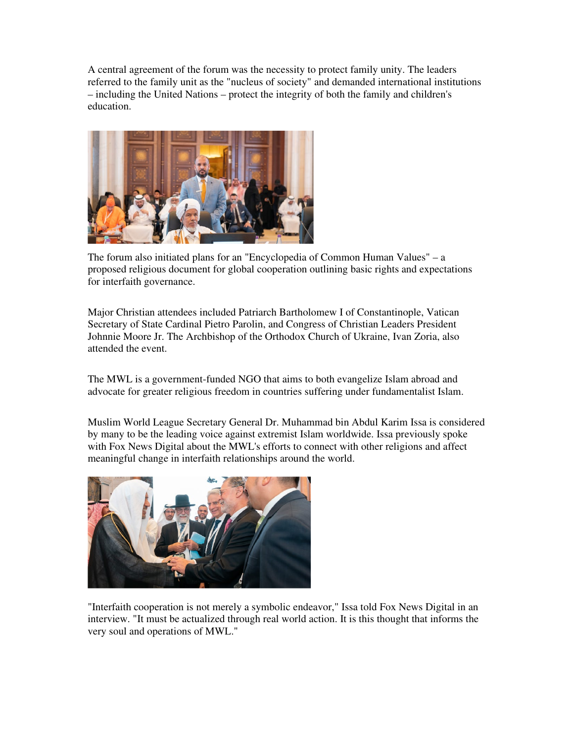A central agreement of the forum was the necessity to protect family unity. The leaders referred to the family unit as the "nucleus of society" and demanded international institutions – including the United Nations – protect the integrity of both the family and children's education.

The forum also initiated plans for an "Encyclopedia of Common Human Values" – a proposed religious document for global cooperation outlining basic rights and expectations for interfaith governance.

Major Christian attendees included Patriarch Bartholomew I of Constantinople, Vatican Secretary of State Cardinal Pietro Parolin, and Congress of Christian Leaders President Johnnie Moore Jr. The Archbishop of the Orthodox Church of Ukraine, Ivan Zoria, also attended the event.

The MWL is a government-funded NGO that aims to both evangelize Islam abroad and advocate for greater religious freedom in countries suffering under fundamentalist Islam.

Muslim World League Secretary General Dr. Muhammad bin Abdul Karim Issa is considered by many to be the leading voice against extremist Islam worldwide. Issa previously spoke with Fox News Digital about the MWL's efforts to connect with other religions and affect meaningful change in interfaith relationships around the world.

"Interfaith cooperation is not merely a symbolic endeavor," Issa told Fox News Digital in an interview. "It must be actualized through real world action. It is this thought that informs the very soul and operations of MWL."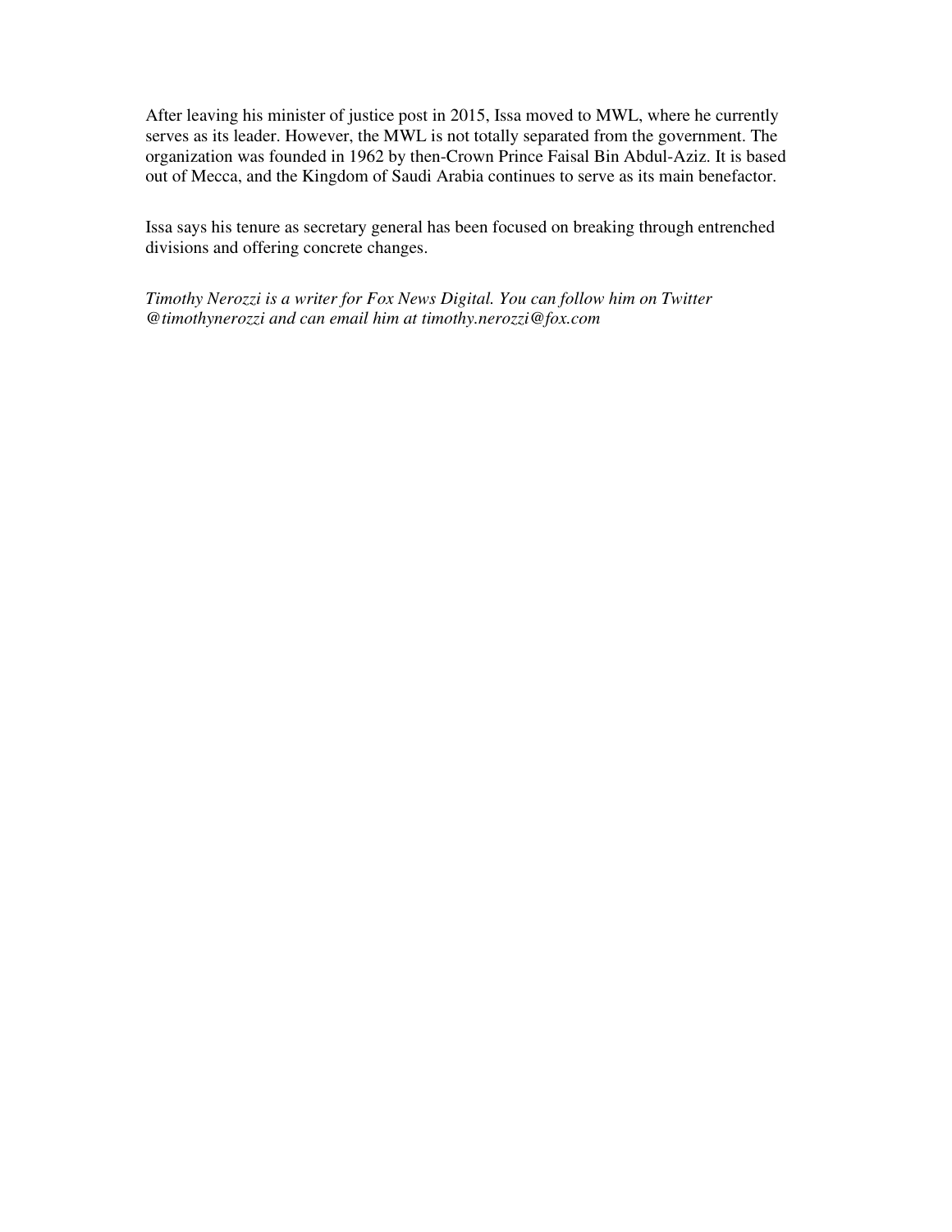After leaving his minister of justice post in 2015, Issa moved to MWL, where he currently serves as its leader. However, the MWL is not totally separated from the government. The organization was founded in 1962 by then-Crown Prince Faisal Bin Abdul-Aziz. It is based out of Mecca, and the Kingdom of Saudi Arabia continues to serve as its main benefactor.

Issa says his tenure as secretary general has been focused on breaking through entrenched divisions and offering concrete changes.

*Timothy Nerozzi is a writer for Fox News Digital. You can follow him on Twitter @timothynerozzi and can email him at timothy.nerozzi@fox.com*